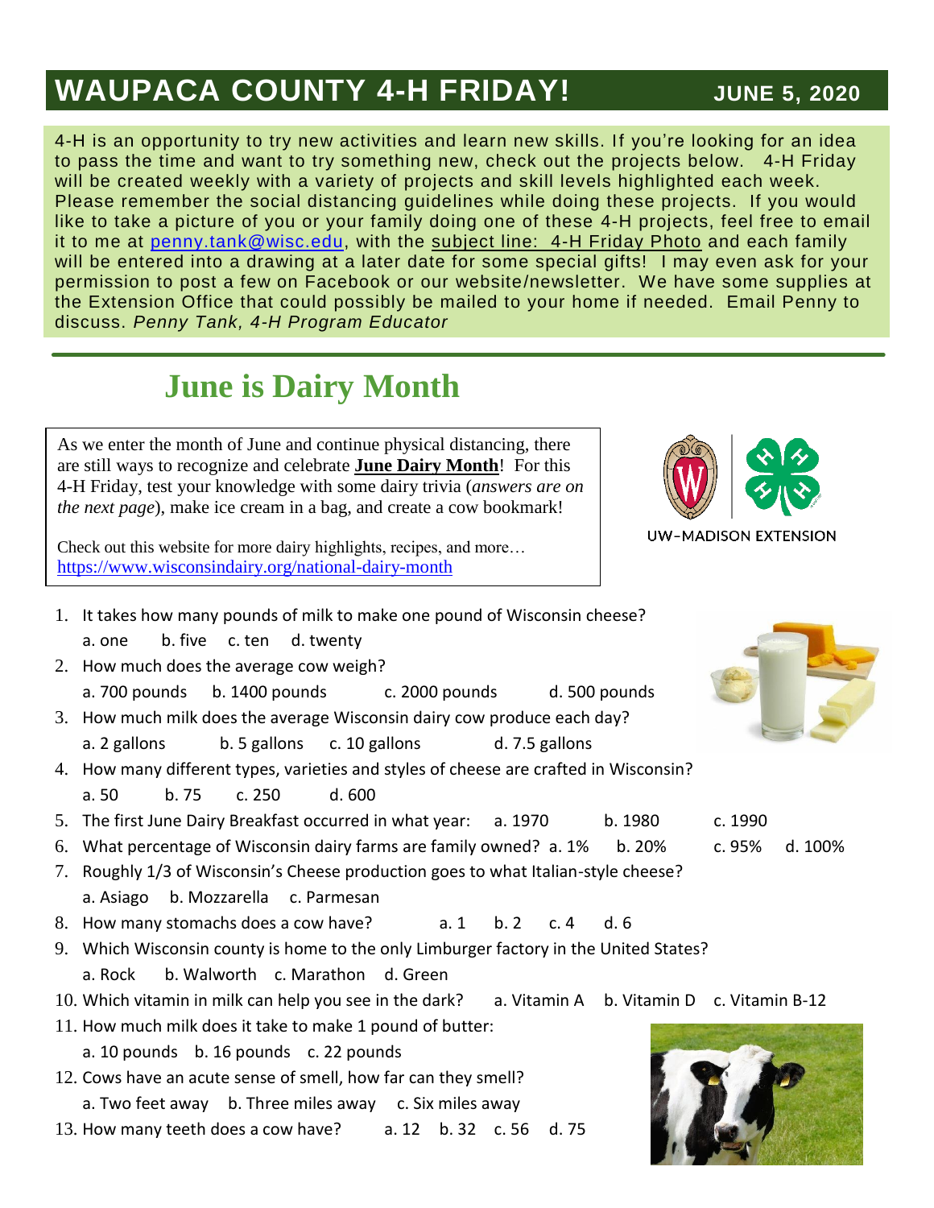# WAUPACA COUNTY 4-H FRIDAY! JUNE 5, 2020

4-H is an opportunity to try new activities and learn new skills. If you're looking for an idea to pass the time and want to try something new, check out the projects below. 4-H Friday will be created weekly with a variety of projects and skill levels highlighted each week. Please remember the social distancing guidelines while doing these projects. If you would like to take a picture of you or your family doing one of these 4-H projects, feel free to email it to me at penny.tank@wisc.edu, with the subject line: 4-H Friday Photo and each family will be entered into a drawing at a later date for some special gifts! I may even ask for your permission to post a few on Facebook or our website/newsletter. We have some supplies at the Extension Office that could possibly be mailed to your home if needed. Email Penny to discuss. *Penny Tank, 4-H Program Educator*

## June is Dairy Month

As we enter the month of June and continue physical distancing, there are still ways to recognize and celebrate **June Dairy Month**! For this 4-H Friday, test your knowledge with some dairy trivia (*answers are on the next page*), make ice cream in a bag, and create a cow bookmark!

Check out this website for more dairy highlights, recipes, and more… https://www.wisconsindairy.org/national-dairy-month

UW–MADISON EXTENSION

1. It takes how many pounds of milk to make one pound of Wisconsin cheese?
   a. one b. five c. ten d. twenty
2. How much does the average cow weigh?
   a. 700 pounds b. 1400 pounds c. 2000 pounds d. 500 pounds
3. How much milk does the average Wisconsin dairy cow produce each day?
   a. 2 gallons b. 5 gallons c. 10 gallons d. 7.5 gallons
4. How many different types, varieties and styles of cheese are crafted in Wisconsin?
   a. 50 b. 75 c. 250 d. 600
5. The first June Dairy Breakfast occurred in what year: a. 1970 b. 1980 c. 1990
6. What percentage of Wisconsin dairy farms are family owned? a. 1% b. 20% c. 95% d. 100%
7. Roughly 1/3 of Wisconsin's Cheese production goes to what Italian-style cheese?
   a. Asiago b. Mozzarella c. Parmesan
8. How many stomachs does a cow have? a. 1 b. 2 c. 4 d. 6
9. Which Wisconsin county is home to the only Limburger factory in the United States?
   a. Rock b. Walworth c. Marathon d. Green
10. Which vitamin in milk can help you see in the dark? a. Vitamin A b. Vitamin D c. Vitamin B-12
11. How much milk does it take to make 1 pound of butter:
    a. 10 pounds b. 16 pounds c. 22 pounds
12. Cows have an acute sense of smell, how far can they smell?
    a. Two feet away b. Three miles away c. Six miles away
13. How many teeth does a cow have? a. 12 b. 32 c. 56 d. 75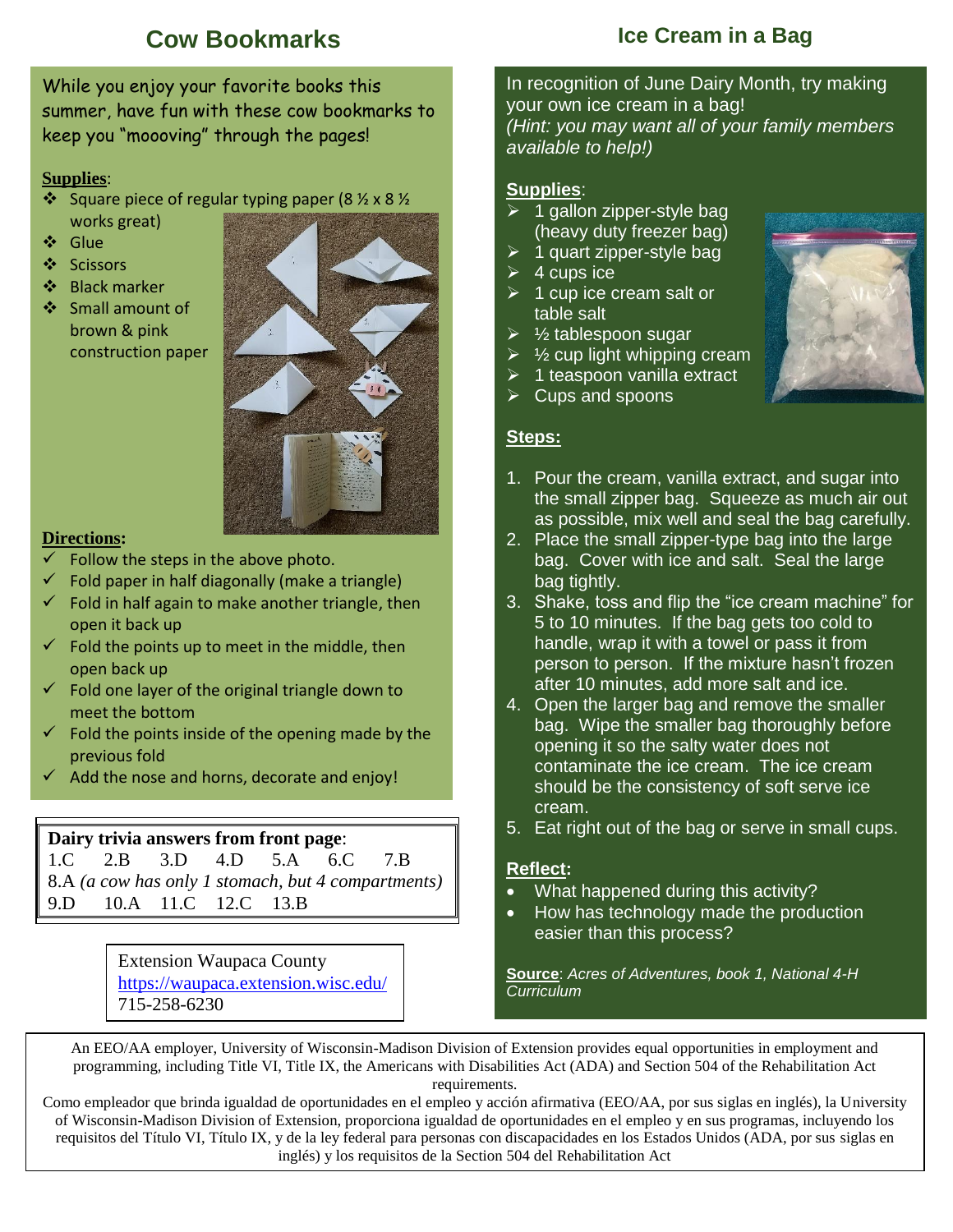## Cow Bookmarks

While you enjoy your favorite books this summer, have fun with these cow bookmarks to keep you "moooving" through the pages!

**Supplies**:

- Square piece of regular typing paper (8 ½ x 8 ½ works great)
- Glue
- Scissors
- Black marker
- Small amount of brown & pink construction paper

**Directions:**

- Follow the steps in the above photo.
- Fold paper in half diagonally (make a triangle)
- Fold in half again to make another triangle, then open it back up
- Fold the points up to meet in the middle, then open back up
- Fold one layer of the original triangle down to meet the bottom
- Fold the points inside of the opening made by the previous fold
- Add the nose and horns, decorate and enjoy!

**Dairy trivia answers from front page**:

1.C 2.B 3.D 4.D 5.A 6.C 7.B
8.A *(a cow has only 1 stomach, but 4 compartments)*
9.D 10.A 11.C 12.C 13.B

Extension Waupaca County
https://waupaca.extension.wisc.edu/
715-258-6230

## Ice Cream in a Bag

In recognition of June Dairy Month, try making your own ice cream in a bag!
*(Hint: you may want all of your family members available to help!)*

**Supplies**:

- 1 gallon zipper-style bag (heavy duty freezer bag)
- 1 quart zipper-style bag
- 4 cups ice
- 1 cup ice cream salt or table salt
- ½ tablespoon sugar
- ½ cup light whipping cream
- 1 teaspoon vanilla extract
- Cups and spoons

**Steps:**

1. Pour the cream, vanilla extract, and sugar into the small zipper bag. Squeeze as much air out as possible, mix well and seal the bag carefully.
2. Place the small zipper-type bag into the large bag. Cover with ice and salt. Seal the large bag tightly.
3. Shake, toss and flip the "ice cream machine" for 5 to 10 minutes. If the bag gets too cold to handle, wrap it with a towel or pass it from person to person. If the mixture hasn't frozen after 10 minutes, add more salt and ice.
4. Open the larger bag and remove the smaller bag. Wipe the smaller bag thoroughly before opening it so the salty water does not contaminate the ice cream. The ice cream should be the consistency of soft serve ice cream.
5. Eat right out of the bag or serve in small cups.

**Reflect:**

- What happened during this activity?
- How has technology made the production easier than this process?

**Source**: *Acres of Adventures, book 1, National 4-H Curriculum*

An EEO/AA employer, University of Wisconsin-Madison Division of Extension provides equal opportunities in employment and programming, including Title VI, Title IX, the Americans with Disabilities Act (ADA) and Section 504 of the Rehabilitation Act requirements.

Como empleador que brinda igualdad de oportunidades en el empleo y acción afirmativa (EEO/AA, por sus siglas en inglés), la University of Wisconsin-Madison Division of Extension, proporciona igualdad de oportunidades en el empleo y en sus programas, incluyendo los requisitos del Título VI, Título IX, y de la ley federal para personas con discapacidades en los Estados Unidos (ADA, por sus siglas en inglés) y los requisitos de la Section 504 del Rehabilitation Act